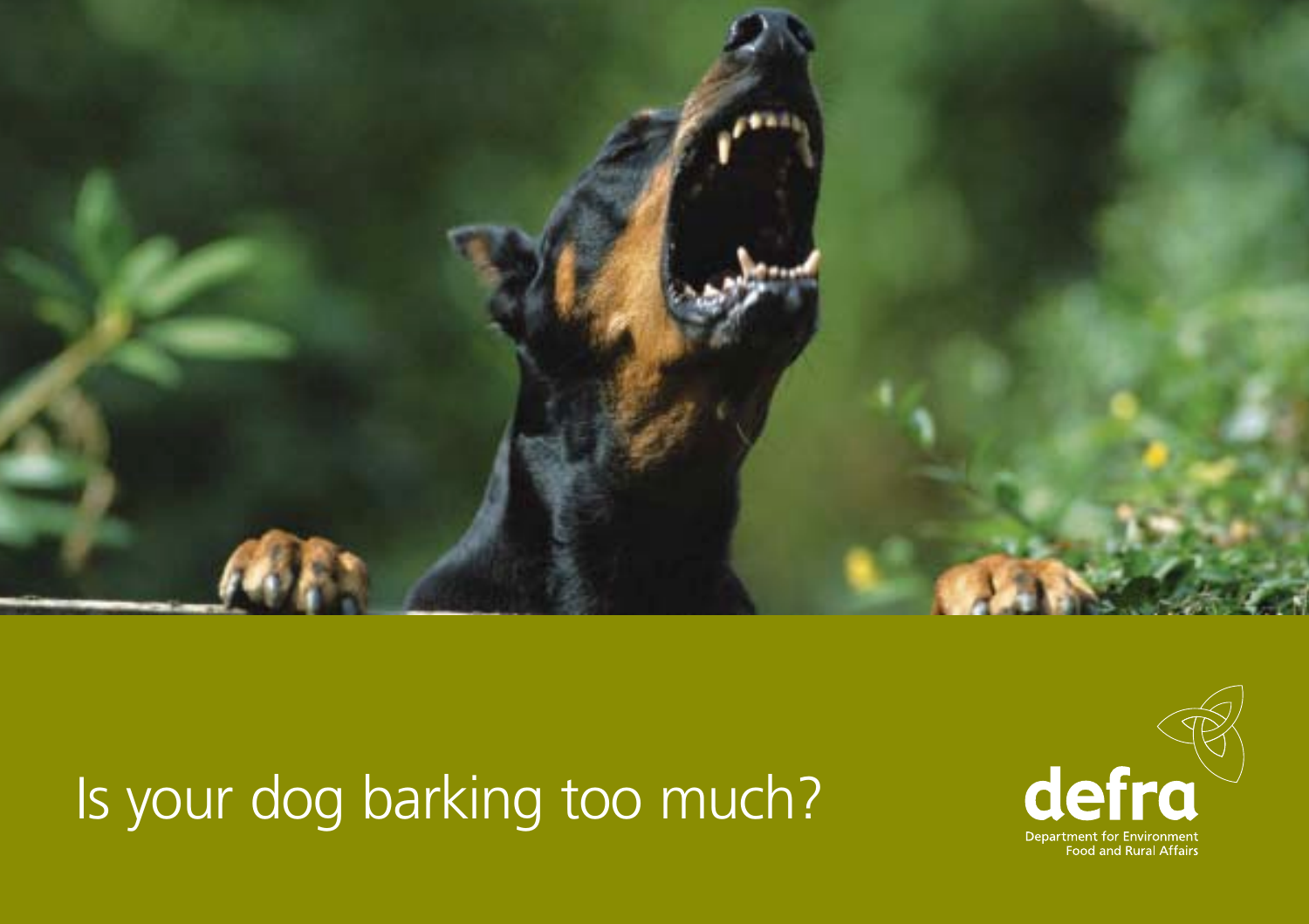# Is your dog barking too much?

**defra**

Department for Environment Food and Rural Affairs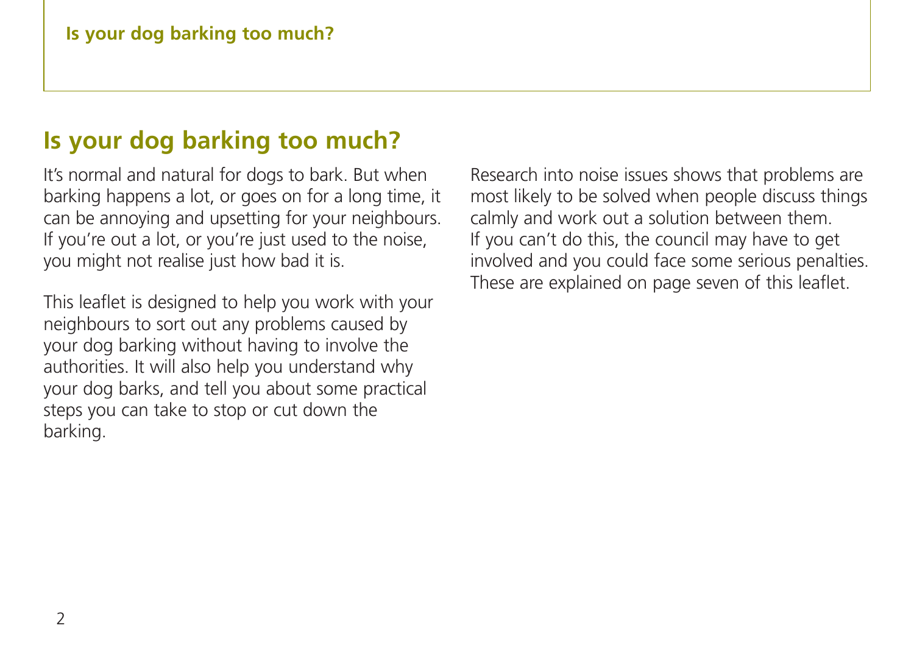# Is your dog barking too much?

It's normal and natural for dogs to bark. But when barking happens a lot, or goes on for a long time, it can be annoying and upsetting for your neighbours. If you're out a lot, or you're just used to the noise, you might not realise just how bad it is.

This leaflet is designed to help you work with your neighbours to sort out any problems caused by your dog barking without having to involve the authorities. It will also help you understand why your dog barks, and tell you about some practical steps you can take to stop or cut down the barking.

Research into noise issues shows that problems are most likely to be solved when people discuss things calmly and work out a solution between them. If you can't do this, the council may have to get involved and you could face some serious penalties. These are explained on page seven of this leaflet.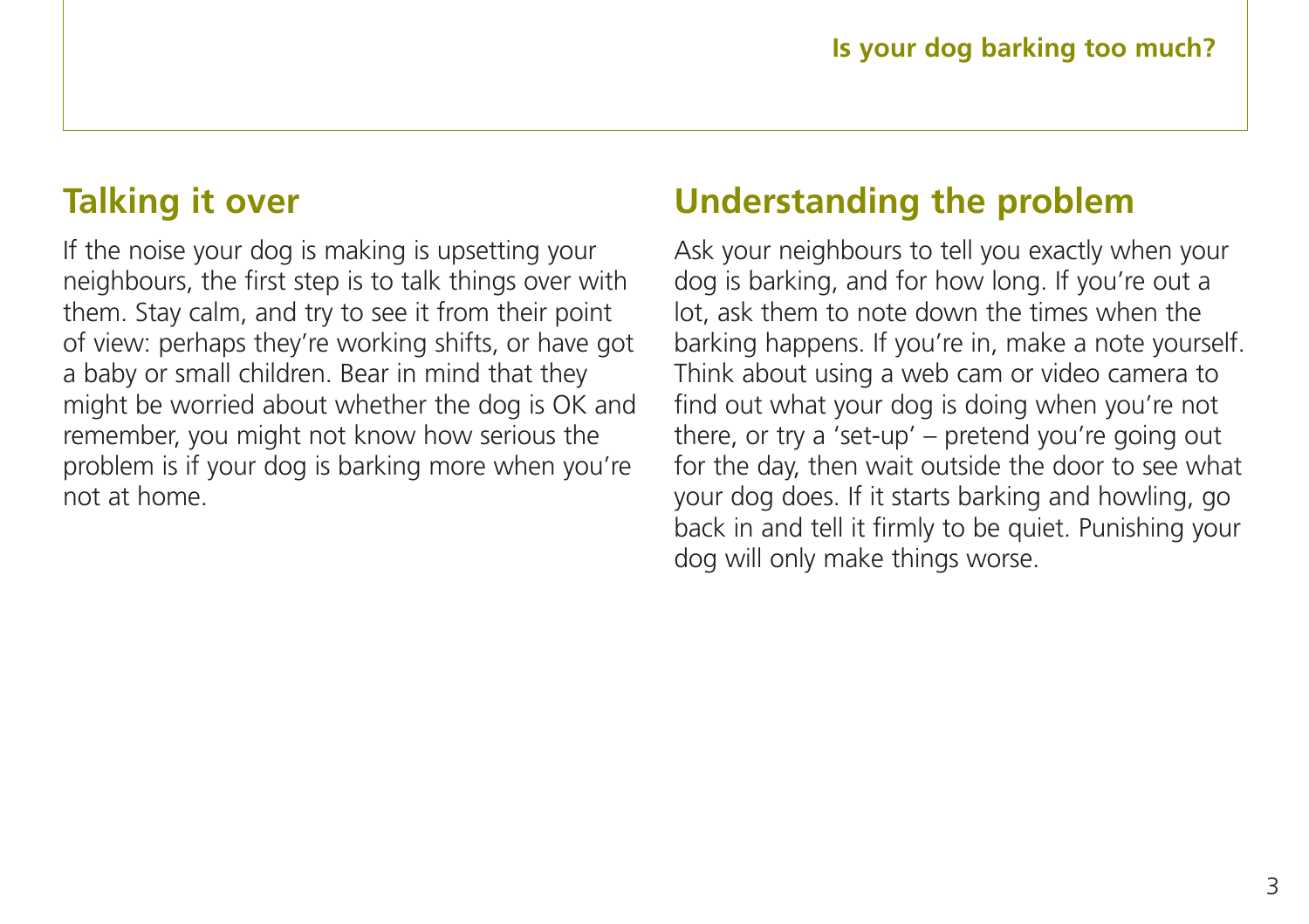## Talking it over

If the noise your dog is making is upsetting your neighbours, the first step is to talk things over with them. Stay calm, and try to see it from their point of view: perhaps they're working shifts, or have got a baby or small children. Bear in mind that they might be worried about whether the dog is OK and remember, you might not know how serious the problem is if your dog is barking more when you're not at home.

## Understanding the problem

Ask your neighbours to tell you exactly when your dog is barking, and for how long. If you're out a lot, ask them to note down the times when the barking happens. If you're in, make a note yourself. Think about using a web cam or video camera to find out what your dog is doing when you're not there, or try a 'set-up' – pretend you're going out for the day, then wait outside the door to see what your dog does. If it starts barking and howling, go back in and tell it firmly to be quiet. Punishing your dog will only make things worse.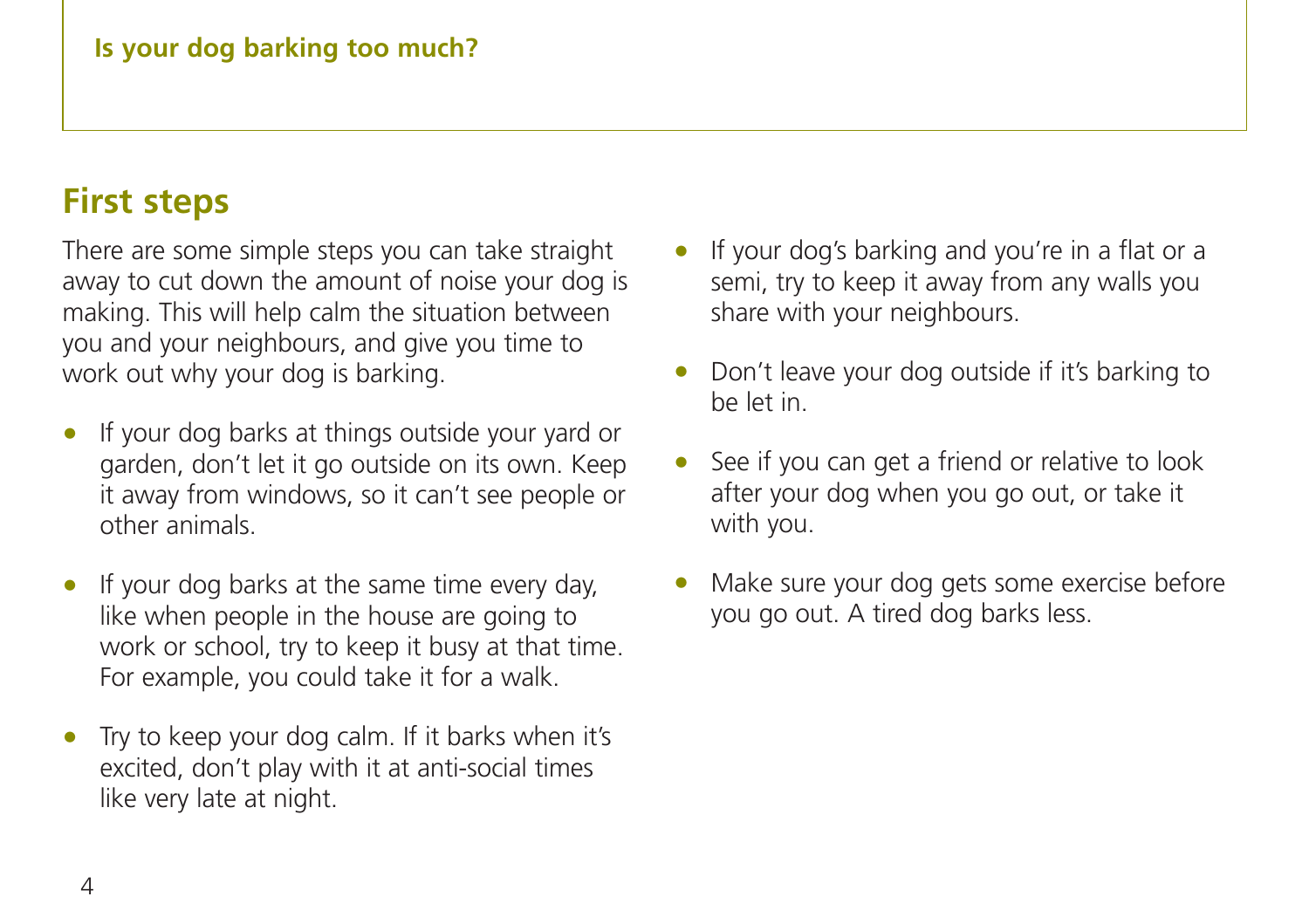## First steps

There are some simple steps you can take straight away to cut down the amount of noise your dog is making. This will help calm the situation between you and your neighbours, and give you time to work out why your dog is barking.

- If your dog barks at things outside your yard or garden, don't let it go outside on its own. Keep it away from windows, so it can't see people or other animals.
- If your dog barks at the same time every day, like when people in the house are going to work or school, try to keep it busy at that time. For example, you could take it for a walk.
- Try to keep your dog calm. If it barks when it's excited, don't play with it at anti-social times like very late at night.
- If your dog's barking and you're in a flat or a semi, try to keep it away from any walls you share with your neighbours.
- Don't leave your dog outside if it's barking to be let in.
- See if you can get a friend or relative to look after your dog when you go out, or take it with you.
- Make sure your dog gets some exercise before you go out. A tired dog barks less.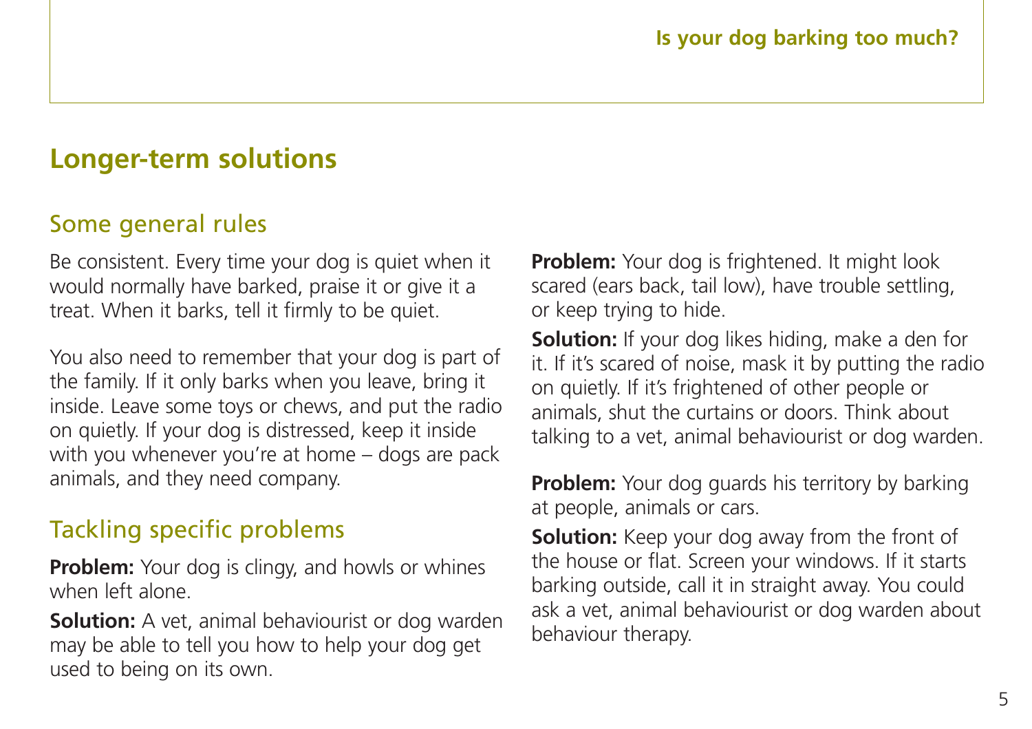## Longer-term solutions

### Some general rules

Be consistent. Every time your dog is quiet when it would normally have barked, praise it or give it a treat. When it barks, tell it firmly to be quiet.

You also need to remember that your dog is part of the family. If it only barks when you leave, bring it inside. Leave some toys or chews, and put the radio on quietly. If your dog is distressed, keep it inside with you whenever you're at home – dogs are pack animals, and they need company.

### Tackling specific problems

**Problem:** Your dog is clingy, and howls or whines when left alone.

**Solution:** A vet, animal behaviourist or dog warden may be able to tell you how to help your dog get used to being on its own.

**Problem:** Your dog is frightened. It might look scared (ears back, tail low), have trouble settling, or keep trying to hide.

**Solution:** If your dog likes hiding, make a den for it. If it's scared of noise, mask it by putting the radio on quietly. If it's frightened of other people or animals, shut the curtains or doors. Think about talking to a vet, animal behaviourist or dog warden.

**Problem:** Your dog guards his territory by barking at people, animals or cars.

**Solution:** Keep your dog away from the front of the house or flat. Screen your windows. If it starts barking outside, call it in straight away. You could ask a vet, animal behaviourist or dog warden about behaviour therapy.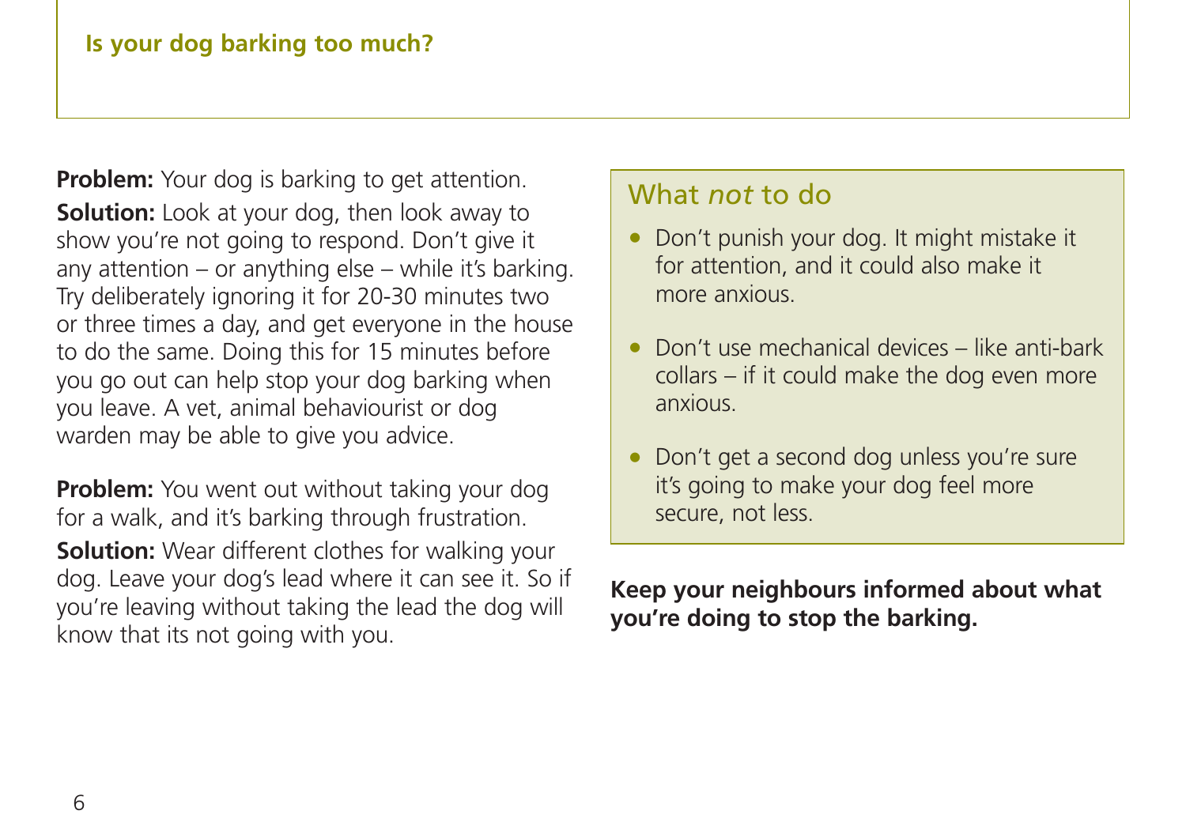**Is your dog barking too much?**

**Problem:** Your dog is barking to get attention.

**Solution:** Look at your dog, then look away to show you're not going to respond. Don't give it any attention – or anything else – while it's barking. Try deliberately ignoring it for 20-30 minutes two or three times a day, and get everyone in the house to do the same. Doing this for 15 minutes before you go out can help stop your dog barking when you leave. A vet, animal behaviourist or dog warden may be able to give you advice.

**Problem:** You went out without taking your dog for a walk, and it's barking through frustration.

**Solution:** Wear different clothes for walking your dog. Leave your dog's lead where it can see it. So if you're leaving without taking the lead the dog will know that its not going with you.

## What *not* to do

- Don't punish your dog. It might mistake it for attention, and it could also make it more anxious.
- Don't use mechanical devices – like anti-bark collars – if it could make the dog even more anxious.
- Don't get a second dog unless you're sure it's going to make your dog feel more secure, not less.

**Keep your neighbours informed about what you're doing to stop the barking.**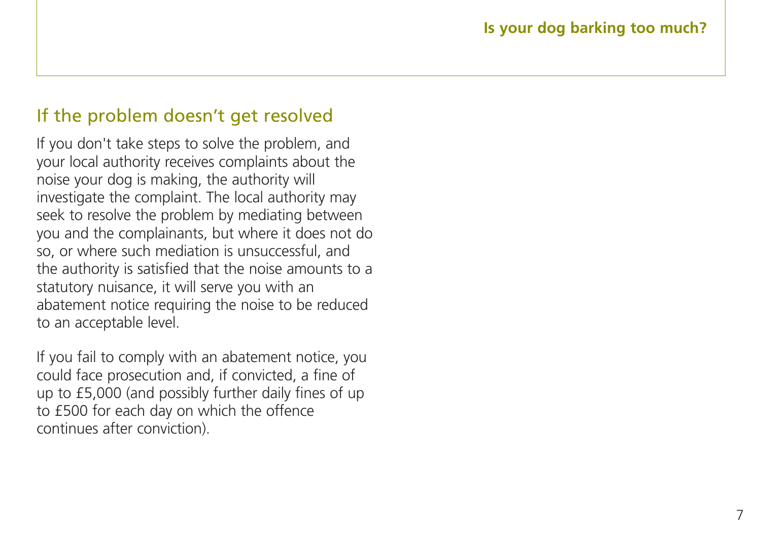## If the problem doesn't get resolved

If you don't take steps to solve the problem, and your local authority receives complaints about the noise your dog is making, the authority will investigate the complaint. The local authority may seek to resolve the problem by mediating between you and the complainants, but where it does not do so, or where such mediation is unsuccessful, and the authority is satisfied that the noise amounts to a statutory nuisance, it will serve you with an abatement notice requiring the noise to be reduced to an acceptable level.

If you fail to comply with an abatement notice, you could face prosecution and, if convicted, a fine of up to £5,000 (and possibly further daily fines of up to £500 for each day on which the offence continues after conviction).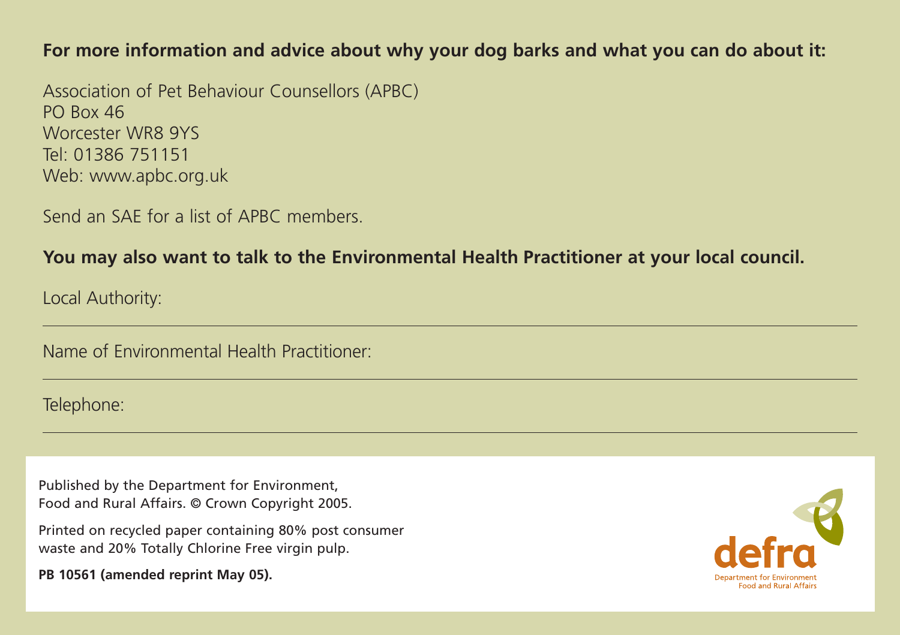**For more information and advice about why your dog barks and what you can do about it:**

Association of Pet Behaviour Counsellors (APBC)
PO Box 46
Worcester WR8 9YS
Tel: 01386 751151
Web: www.apbc.org.uk

Send an SAE for a list of APBC members.

**You may also want to talk to the Environmental Health Practitioner at your local council.**

Local Authority:

---

Name of Environmental Health Practitioner:

---

Telephone:

---

Published by the Department for Environment, Food and Rural Affairs. © Crown Copyright 2005.

Printed on recycled paper containing 80% post consumer waste and 20% Totally Chlorine Free virgin pulp.

**PB 10561 (amended reprint May 05).**

defra
Department for Environment
Food and Rural Affairs